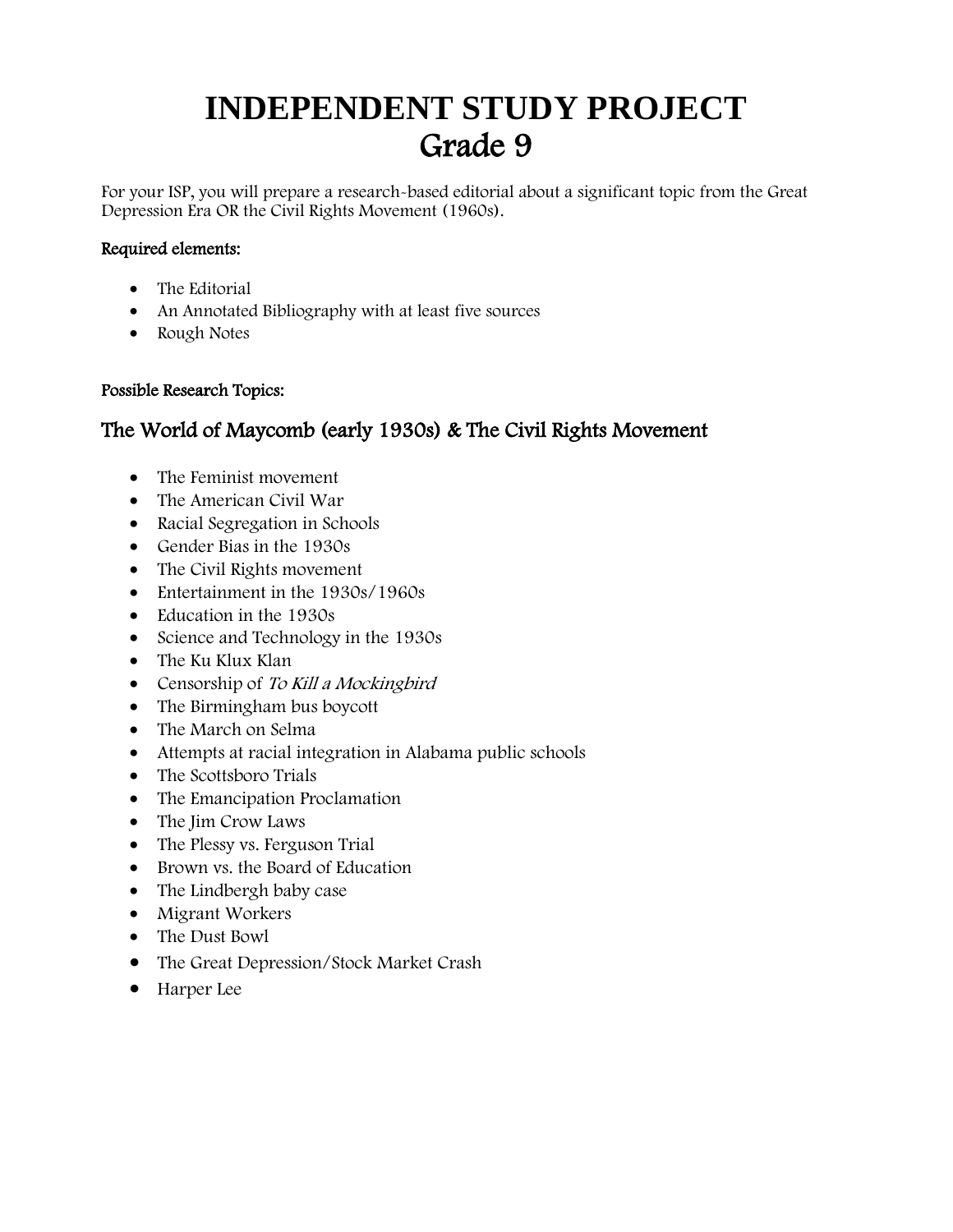# INDEPENDENT STUDY PROJECT
# Grade 9

For your ISP, you will prepare a research-based editorial about a significant topic from the Great Depression Era OR the Civil Rights Movement (1960s).

**Required elements:**

- The Editorial
- An Annotated Bibliography with at least five sources
- Rough Notes

**Possible Research Topics:**

## The World of Maycomb (early 1930s) & The Civil Rights Movement

- The Feminist movement
- The American Civil War
- Racial Segregation in Schools
- Gender Bias in the 1930s
- The Civil Rights movement
- Entertainment in the 1930s/1960s
- Education in the 1930s
- Science and Technology in the 1930s
- The Ku Klux Klan
- Censorship of *To Kill a Mockingbird*
- The Birmingham bus boycott
- The March on Selma
- Attempts at racial integration in Alabama public schools
- The Scottsboro Trials
- The Emancipation Proclamation
- The Jim Crow Laws
- The Plessy vs. Ferguson Trial
- Brown vs. the Board of Education
- The Lindbergh baby case
- Migrant Workers
- The Dust Bowl
- The Great Depression/Stock Market Crash
- Harper Lee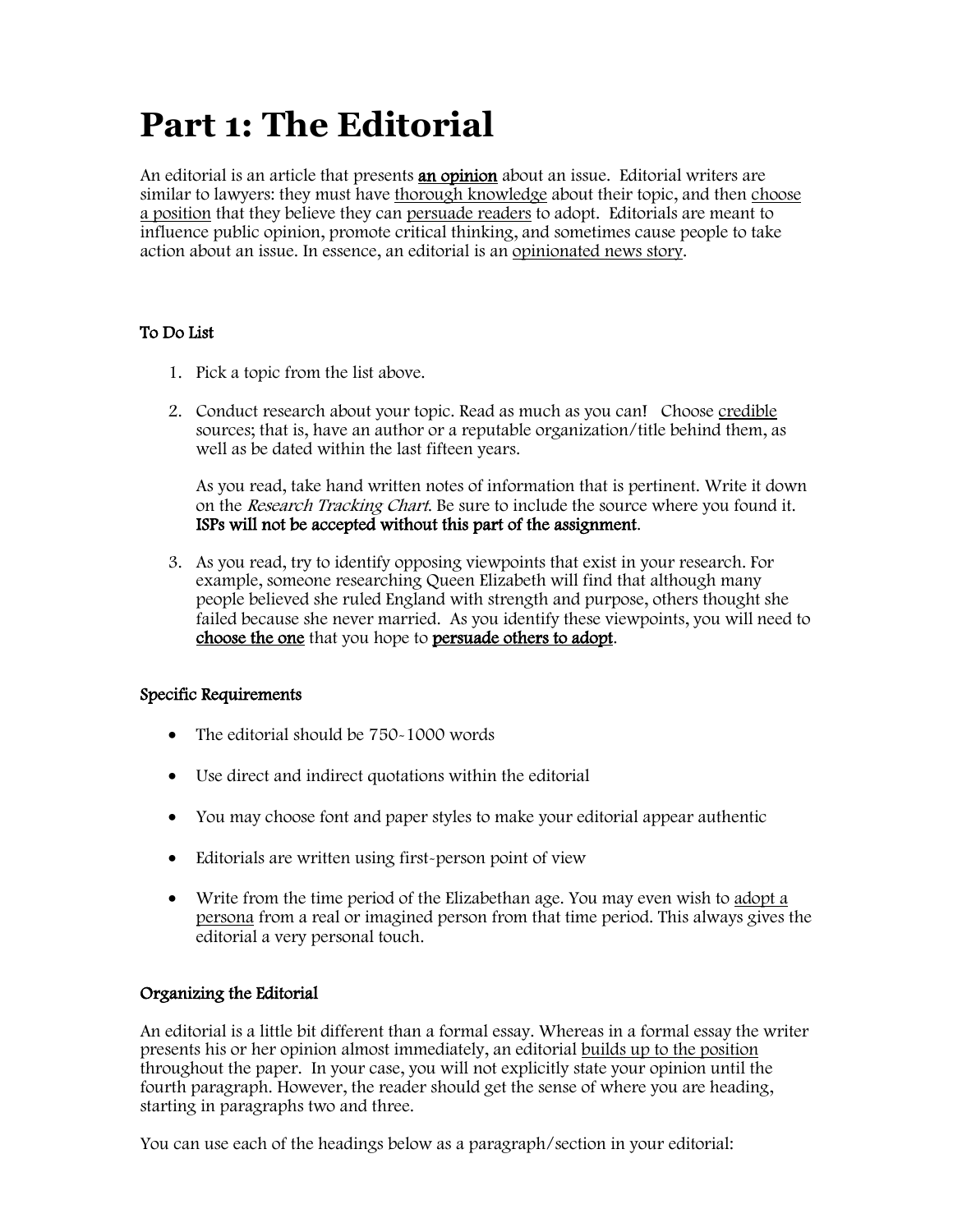# Part 1: The Editorial

An editorial is an article that presents <u>an opinion</u> about an issue. Editorial writers are similar to lawyers: they must have <u>thorough knowledge</u> about their topic, and then <u>choose a position</u> that they believe they can <u>persuade readers</u> to adopt. Editorials are meant to influence public opinion, promote critical thinking, and sometimes cause people to take action about an issue. In essence, an editorial is an <u>opinionated news story</u>.

### To Do List

1. Pick a topic from the list above.

2. Conduct research about your topic. Read as much as you can! Choose <u>credible</u> sources; that is, have an author or a reputable organization/title behind them, as well as be dated within the last fifteen years.

   As you read, take hand written notes of information that is pertinent. Write it down on the *Research Tracking Chart*. Be sure to include the source where you found it. **ISPs will not be accepted without this part of the assignment**.

3. As you read, try to identify opposing viewpoints that exist in your research. For example, someone researching Queen Elizabeth will find that although many people believed she ruled England with strength and purpose, others thought she failed because she never married. As you identify these viewpoints, you will need to <u>choose the one</u> that you hope to <u>persuade others to adopt</u>.

### Specific Requirements

- The editorial should be 750-1000 words
- Use direct and indirect quotations within the editorial
- You may choose font and paper styles to make your editorial appear authentic
- Editorials are written using first-person point of view
- Write from the time period of the Elizabethan age. You may even wish to <u>adopt a persona</u> from a real or imagined person from that time period. This always gives the editorial a very personal touch.

### Organizing the Editorial

An editorial is a little bit different than a formal essay. Whereas in a formal essay the writer presents his or her opinion almost immediately, an editorial <u>builds up to the position</u> throughout the paper. In your case, you will not explicitly state your opinion until the fourth paragraph. However, the reader should get the sense of where you are heading, starting in paragraphs two and three.

You can use each of the headings below as a paragraph/section in your editorial: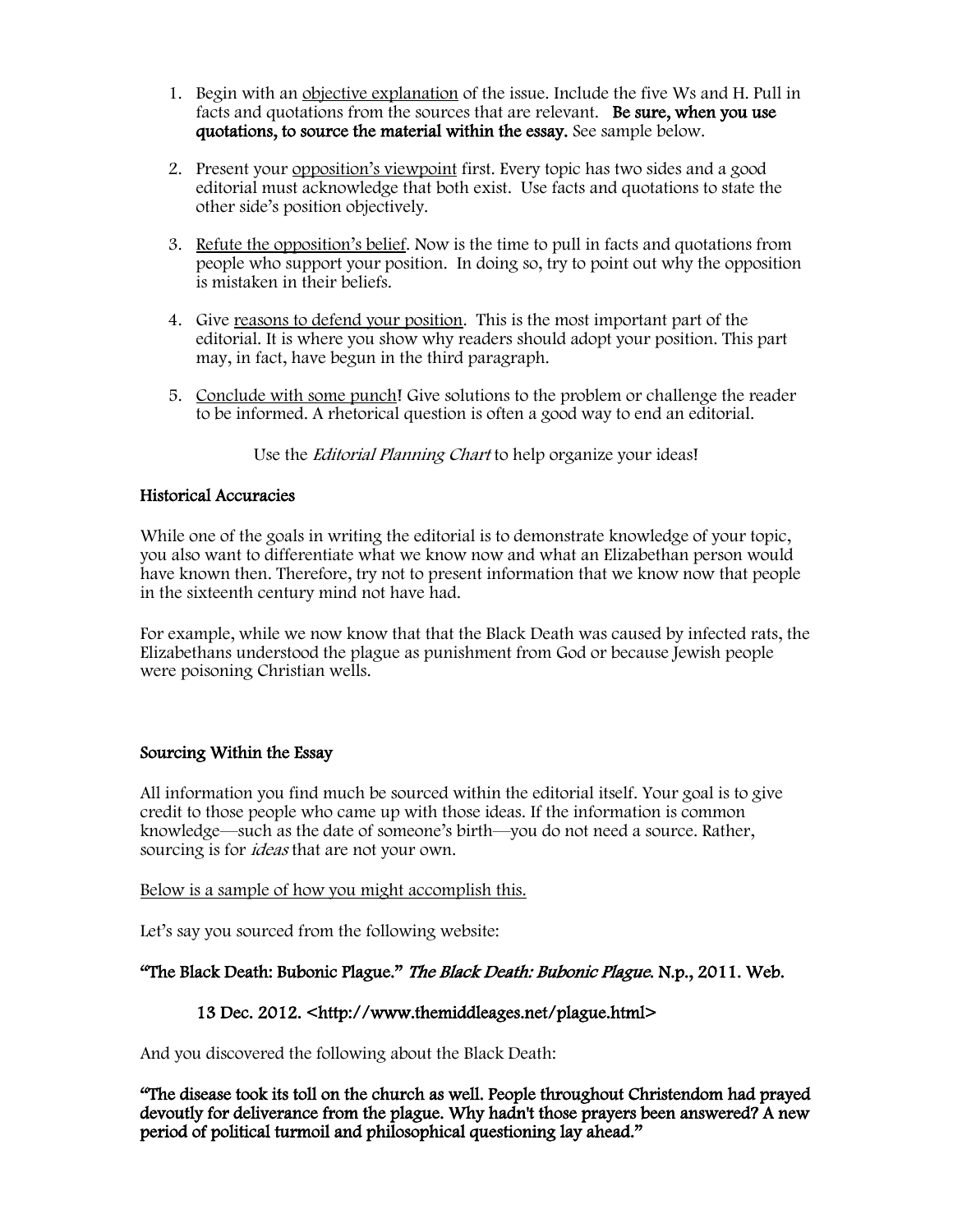1. Begin with an <u>objective explanation</u> of the issue. Include the five Ws and H. Pull in facts and quotations from the sources that are relevant. **Be sure, when you use quotations, to source the material within the essay.** See sample below.

2. Present your <u>opposition's viewpoint</u> first. Every topic has two sides and a good editorial must acknowledge that both exist. Use facts and quotations to state the other side's position objectively.

3. <u>Refute the opposition's belief</u>. Now is the time to pull in facts and quotations from people who support your position. In doing so, try to point out why the opposition is mistaken in their beliefs.

4. Give <u>reasons to defend your position</u>. This is the most important part of the editorial. It is where you show why readers should adopt your position. This part may, in fact, have begun in the third paragraph.

5. <u>Conclude with some punch</u>! Give solutions to the problem or challenge the reader to be informed. A rhetorical question is often a good way to end an editorial.

Use the *Editorial Planning Chart* to help organize your ideas!

## Historical Accuracies

While one of the goals in writing the editorial is to demonstrate knowledge of your topic, you also want to differentiate what we know now and what an Elizabethan person would have known then. Therefore, try not to present information that we know now that people in the sixteenth century mind not have had.

For example, while we now know that that the Black Death was caused by infected rats, the Elizabethans understood the plague as punishment from God or because Jewish people were poisoning Christian wells.

## Sourcing Within the Essay

All information you find much be sourced within the editorial itself. Your goal is to give credit to those people who came up with those ideas. If the information is common knowledge—such as the date of someone's birth—you do not need a source. Rather, sourcing is for *ideas* that are not your own.

<u>Below is a sample of how you might accomplish this.</u>

Let's say you sourced from the following website:

**"The Black Death: Bubonic Plague."** ***The Black Death: Bubonic Plague.*** **N.p., 2011. Web. 13 Dec. 2012. <http://www.themiddleages.net/plague.html>**

And you discovered the following about the Black Death:

**"The disease took its toll on the church as well. People throughout Christendom had prayed devoutly for deliverance from the plague. Why hadn't those prayers been answered? A new period of political turmoil and philosophical questioning lay ahead."**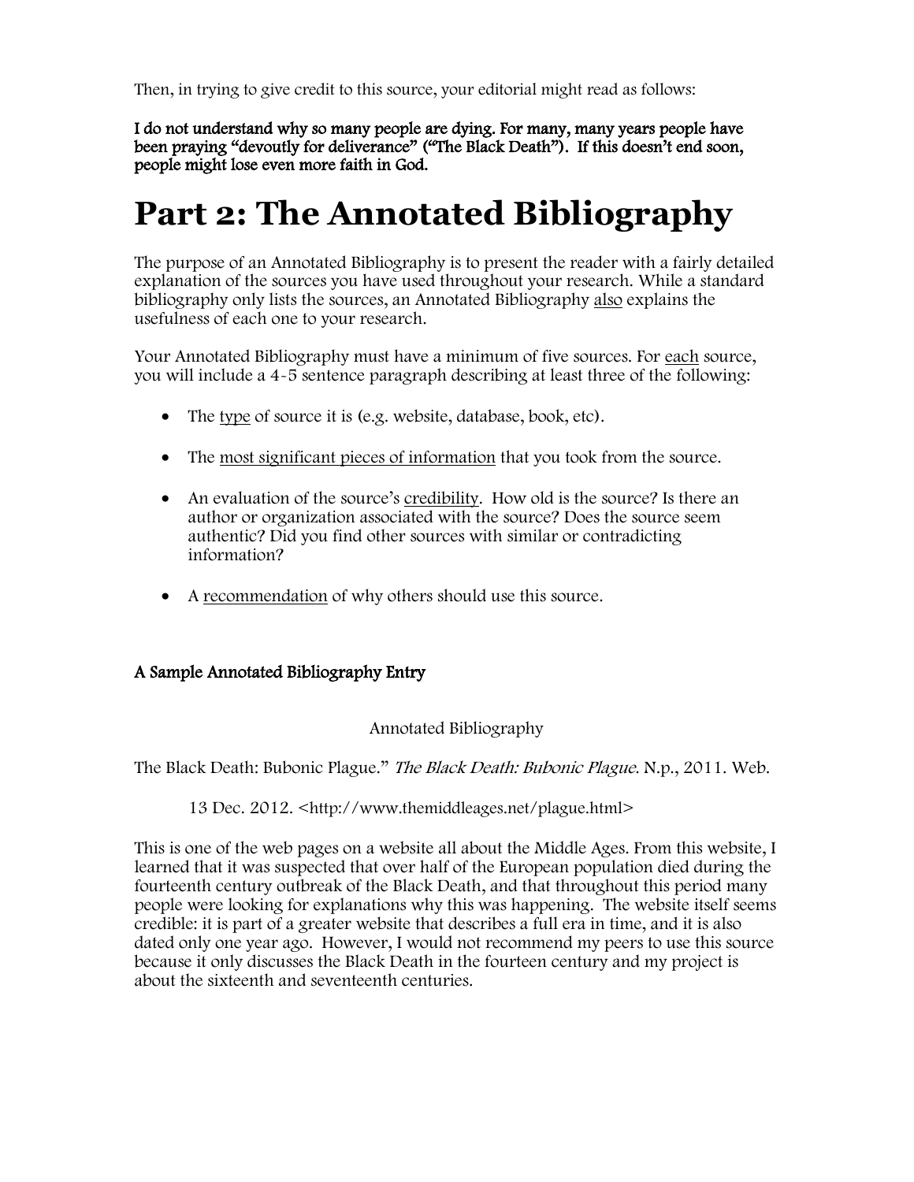Then, in trying to give credit to this source, your editorial might read as follows:

**I do not understand why so many people are dying. For many, many years people have been praying "devoutly for deliverance" ("The Black Death"). If this doesn't end soon, people might lose even more faith in God.**

# Part 2: The Annotated Bibliography

The purpose of an Annotated Bibliography is to present the reader with a fairly detailed explanation of the sources you have used throughout your research. While a standard bibliography only lists the sources, an Annotated Bibliography <u>also</u> explains the usefulness of each one to your research.

Your Annotated Bibliography must have a minimum of five sources. For <u>each</u> source, you will include a 4-5 sentence paragraph describing at least three of the following:

- The <u>type</u> of source it is (e.g. website, database, book, etc).
- The <u>most significant pieces of information</u> that you took from the source.
- An evaluation of the source's <u>credibility</u>. How old is the source? Is there an author or organization associated with the source? Does the source seem authentic? Did you find other sources with similar or contradicting information?
- A <u>recommendation</u> of why others should use this source.

### A Sample Annotated Bibliography Entry

Annotated Bibliography

The Black Death: Bubonic Plague." *The Black Death: Bubonic Plague*. N.p., 2011. Web.

13 Dec. 2012. <http://www.themiddleages.net/plague.html>

This is one of the web pages on a website all about the Middle Ages. From this website, I learned that it was suspected that over half of the European population died during the fourteenth century outbreak of the Black Death, and that throughout this period many people were looking for explanations why this was happening. The website itself seems credible: it is part of a greater website that describes a full era in time, and it is also dated only one year ago. However, I would not recommend my peers to use this source because it only discusses the Black Death in the fourteen century and my project is about the sixteenth and seventeenth centuries.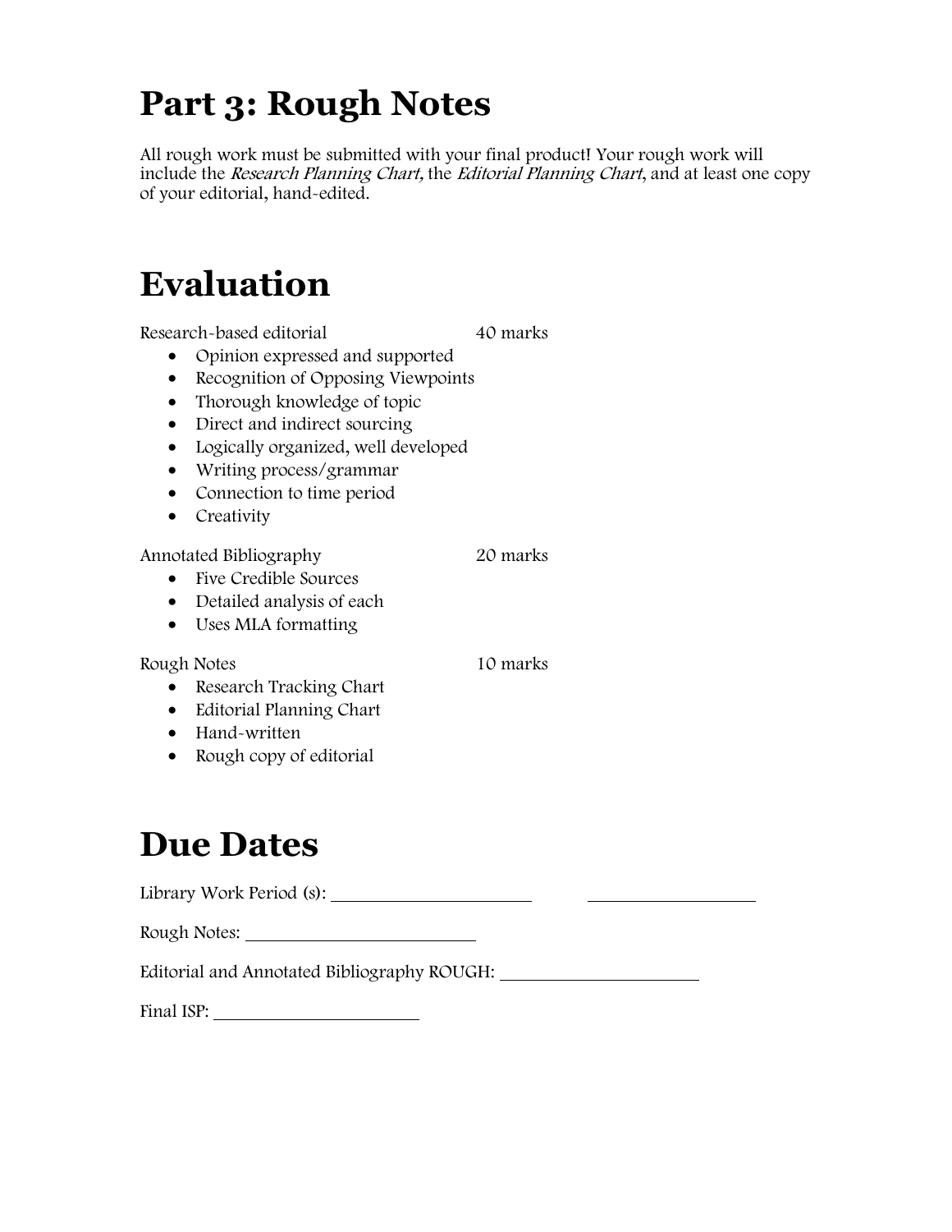# Part 3: Rough Notes

All rough work must be submitted with your final product! Your rough work will include the *Research Planning Chart,* the *Editorial Planning Chart*, and at least one copy of your editorial, hand-edited.

# Evaluation

Research-based editorial 40 marks

- Opinion expressed and supported
- Recognition of Opposing Viewpoints
- Thorough knowledge of topic
- Direct and indirect sourcing
- Logically organized, well developed
- Writing process/grammar
- Connection to time period
- Creativity

Annotated Bibliography 20 marks

- Five Credible Sources
- Detailed analysis of each
- Uses MLA formatting

Rough Notes 10 marks

- Research Tracking Chart
- Editorial Planning Chart
- Hand-written
- Rough copy of editorial

# Due Dates

Library Work Period (s): ____________________ ____________________

Rough Notes: ____________________

Editorial and Annotated Bibliography ROUGH: ____________________

Final ISP: ____________________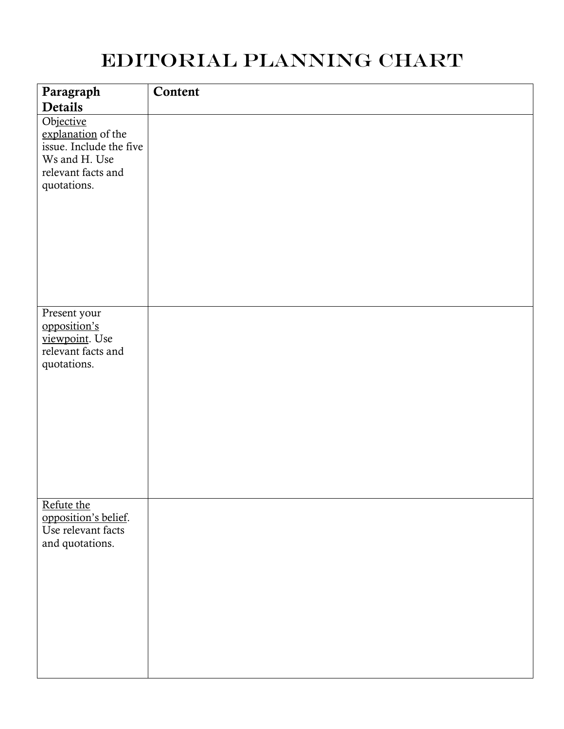# EDITORIAL PLANNING CHART

| Paragraph Details | Content |
|---|---|
| Objective explanation of the issue. Include the five Ws and H. Use relevant facts and quotations. | |
| Present your opposition's viewpoint. Use relevant facts and quotations. | |
| Refute the opposition's belief. Use relevant facts and quotations. | |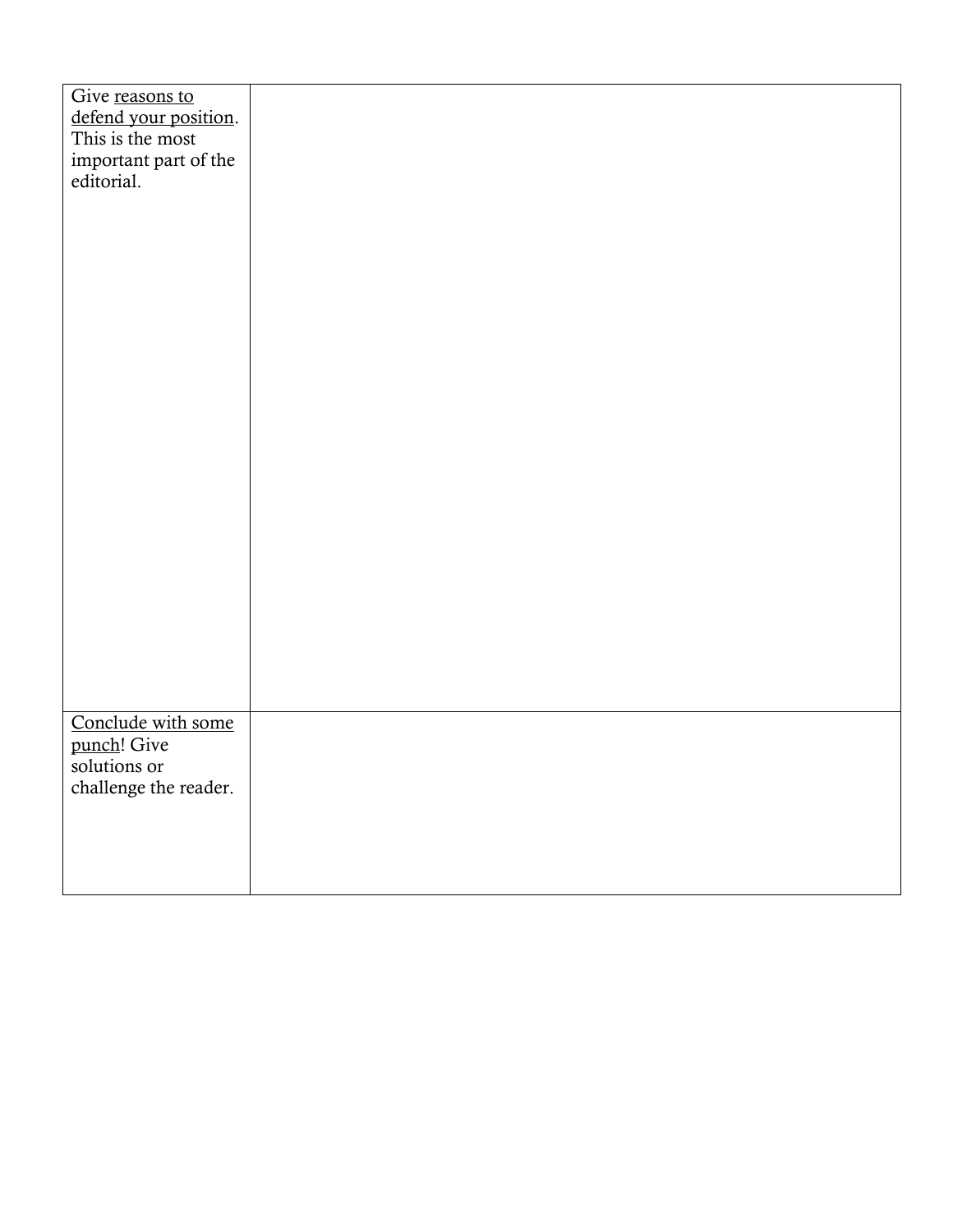| | |
|---|---|
| Give <u>reasons to defend your position</u>. This is the most important part of the editorial. | |
| <u>Conclude with some punch</u>! Give solutions or challenge the reader. | |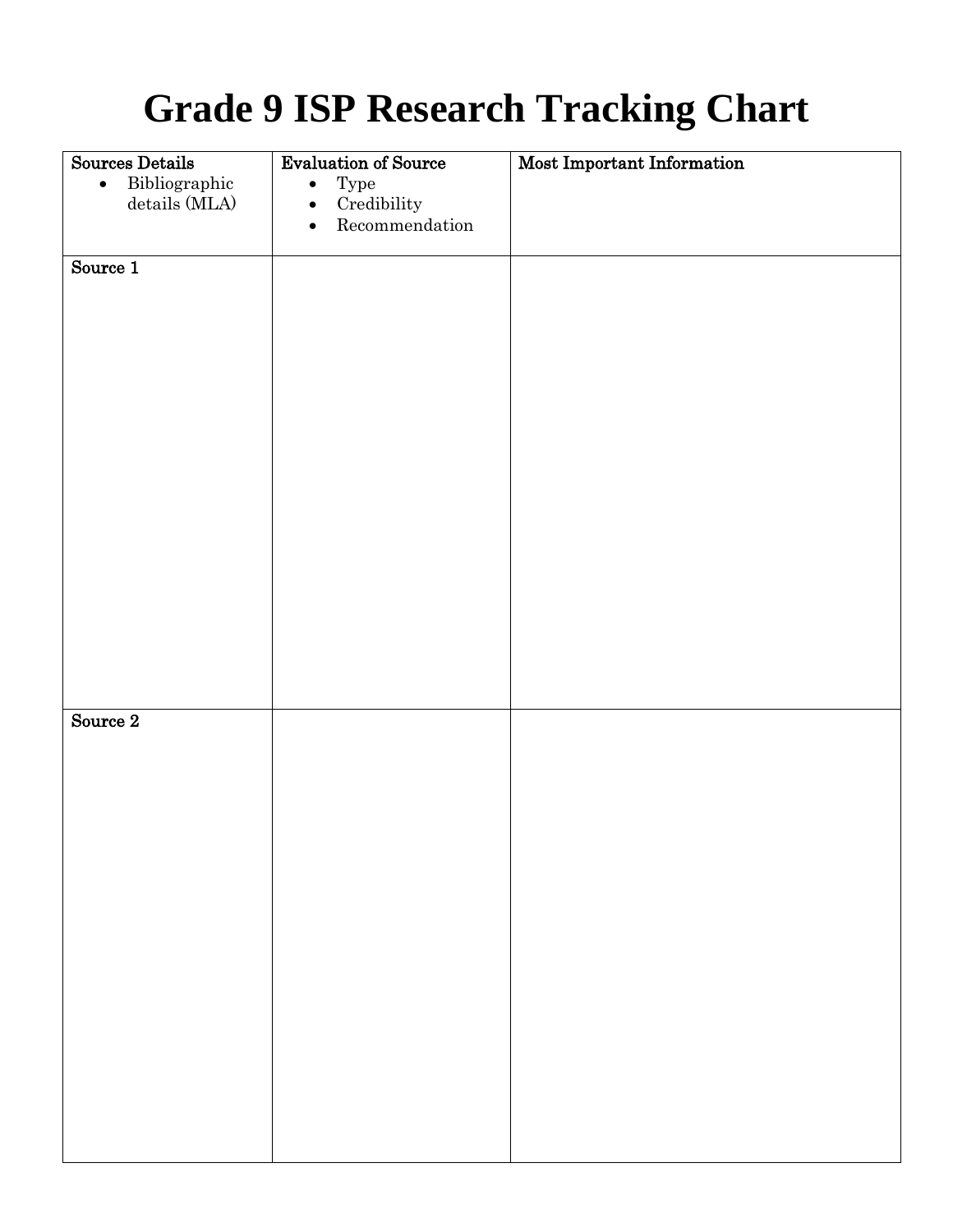# Grade 9 ISP Research Tracking Chart

| **Sources Details**<br>• Bibliographic details (MLA) | **Evaluation of Source**<br>• Type<br>• Credibility<br>• Recommendation | **Most Important Information** |
|---|---|---|
| **Source 1** | | |
| **Source 2** | | |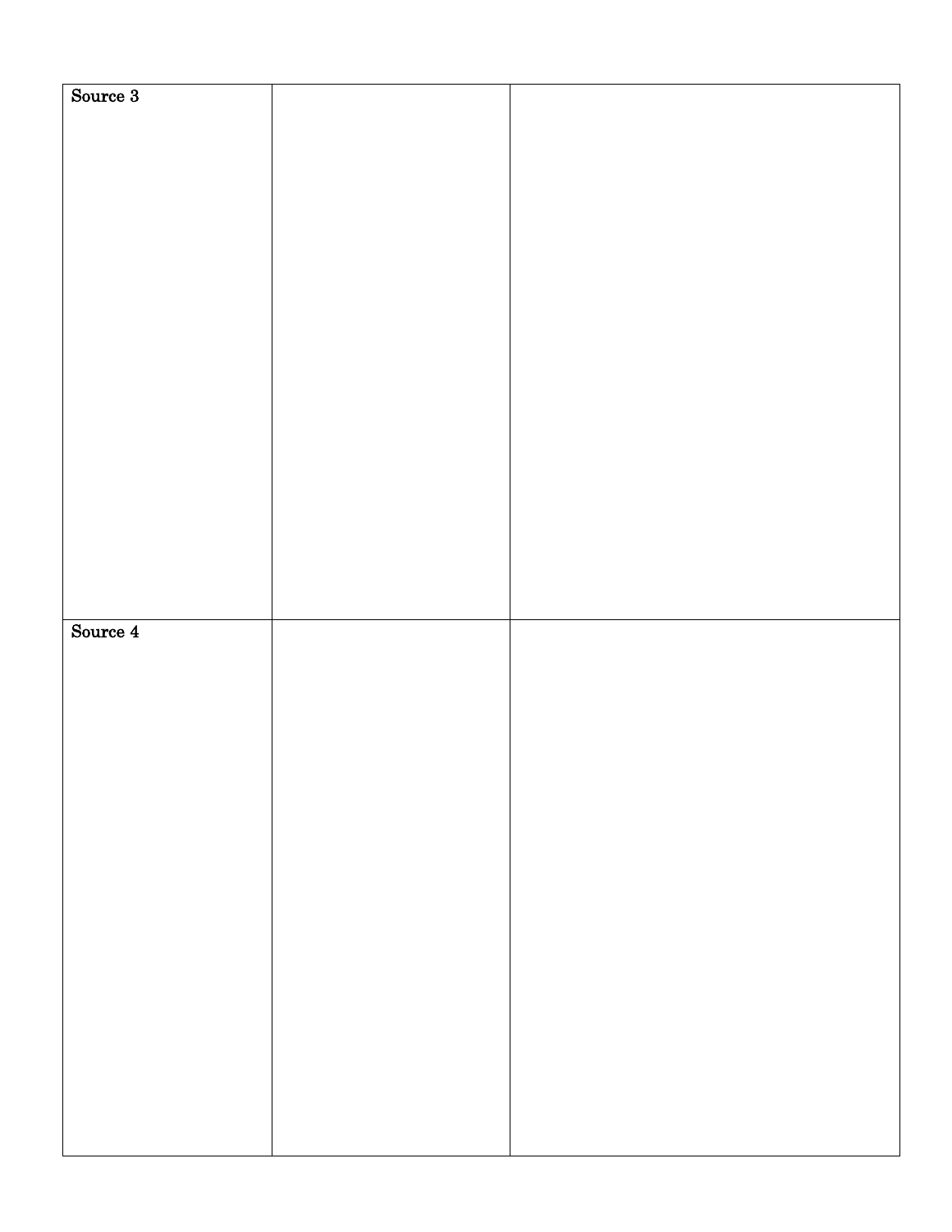| Source 3 | | |
|---|---|---|
| Source 4 | | |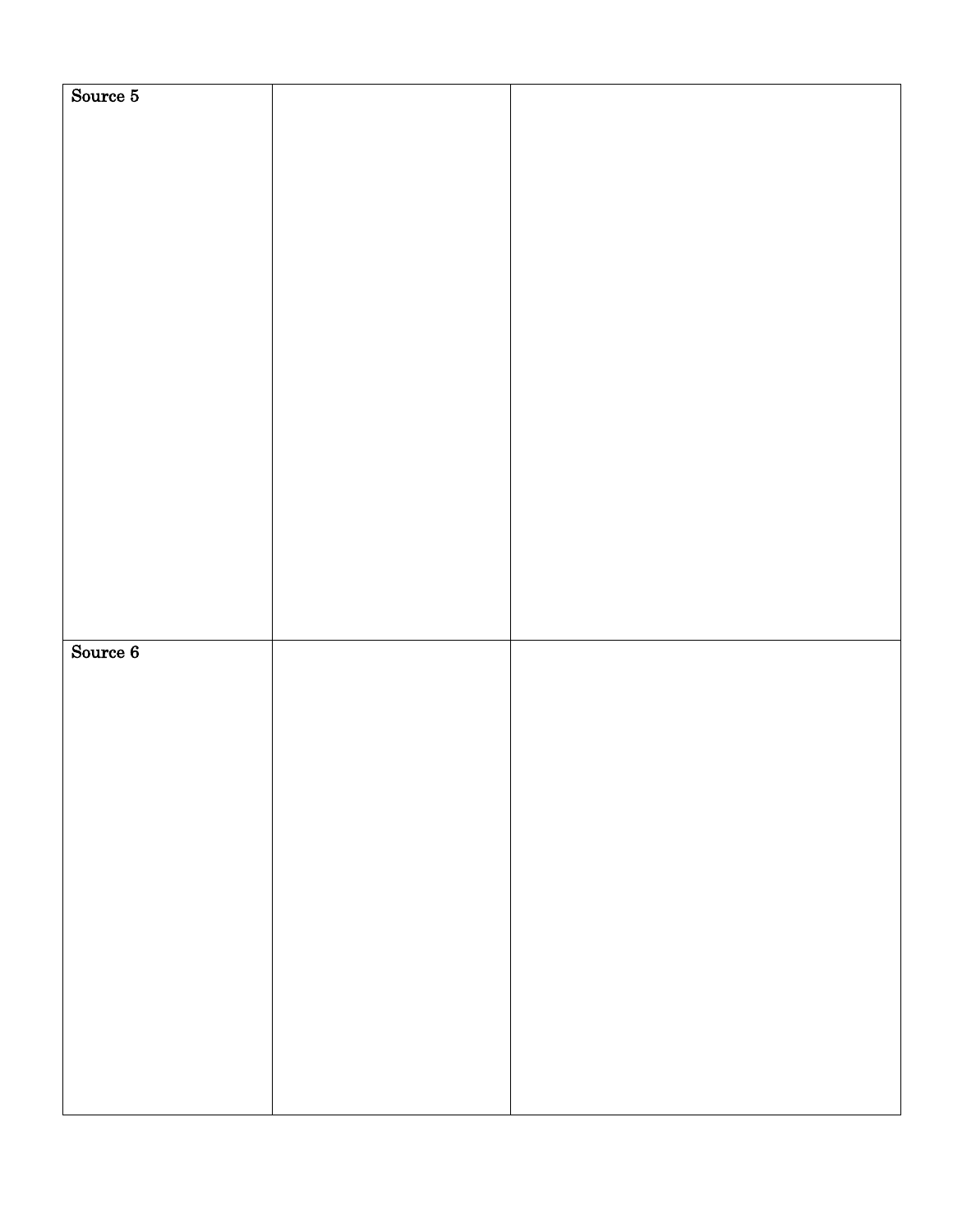| | | |
|---|---|---|
| Source 5 | | |
| Source 6 | | |